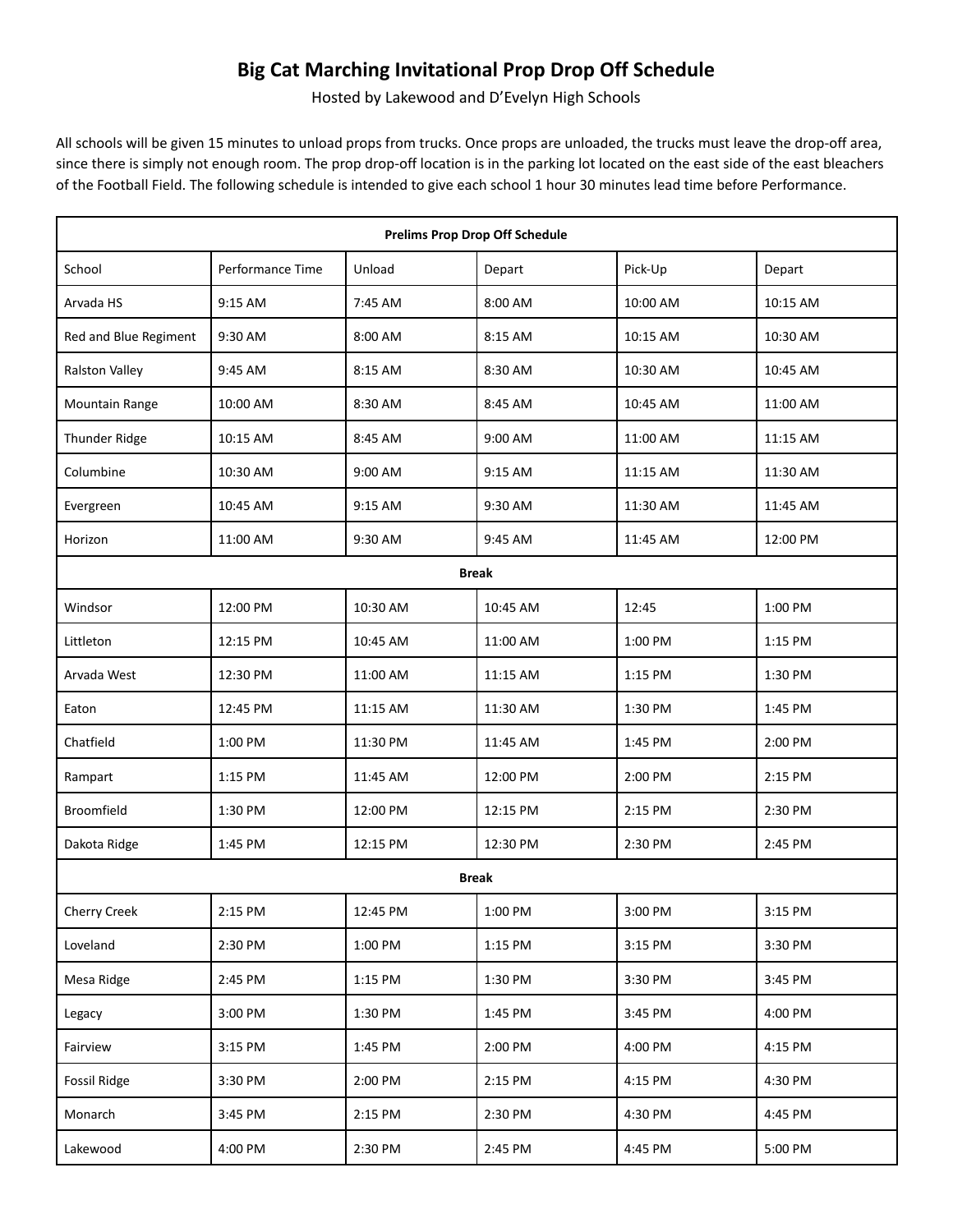# Big Cat Marching Invitational Prop Drop Off Schedule

Hosted by Lakewood and D'Evelyn High Schools

All schools will be given 15 minutes to unload props from trucks. Once props are unloaded, the trucks must leave the drop-off area, since there is simply not enough room. The prop drop-off location is in the parking lot located on the east side of the east bleachers of the Football Field. The following schedule is intended to give each school 1 hour 30 minutes lead time before Performance.

| **Prelims Prop Drop Off Schedule** | | | | | |
|---|---|---|---|---|---|
| School | Performance Time | Unload | Depart | Pick-Up | Depart |
| Arvada HS | 9:15 AM | 7:45 AM | 8:00 AM | 10:00 AM | 10:15 AM |
| Red and Blue Regiment | 9:30 AM | 8:00 AM | 8:15 AM | 10:15 AM | 10:30 AM |
| Ralston Valley | 9:45 AM | 8:15 AM | 8:30 AM | 10:30 AM | 10:45 AM |
| Mountain Range | 10:00 AM | 8:30 AM | 8:45 AM | 10:45 AM | 11:00 AM |
| Thunder Ridge | 10:15 AM | 8:45 AM | 9:00 AM | 11:00 AM | 11:15 AM |
| Columbine | 10:30 AM | 9:00 AM | 9:15 AM | 11:15 AM | 11:30 AM |
| Evergreen | 10:45 AM | 9:15 AM | 9:30 AM | 11:30 AM | 11:45 AM |
| Horizon | 11:00 AM | 9:30 AM | 9:45 AM | 11:45 AM | 12:00 PM |
| **Break** | | | | | |
| Windsor | 12:00 PM | 10:30 AM | 10:45 AM | 12:45 | 1:00 PM |
| Littleton | 12:15 PM | 10:45 AM | 11:00 AM | 1:00 PM | 1:15 PM |
| Arvada West | 12:30 PM | 11:00 AM | 11:15 AM | 1:15 PM | 1:30 PM |
| Eaton | 12:45 PM | 11:15 AM | 11:30 AM | 1:30 PM | 1:45 PM |
| Chatfield | 1:00 PM | 11:30 PM | 11:45 AM | 1:45 PM | 2:00 PM |
| Rampart | 1:15 PM | 11:45 AM | 12:00 PM | 2:00 PM | 2:15 PM |
| Broomfield | 1:30 PM | 12:00 PM | 12:15 PM | 2:15 PM | 2:30 PM |
| Dakota Ridge | 1:45 PM | 12:15 PM | 12:30 PM | 2:30 PM | 2:45 PM |
| **Break** | | | | | |
| Cherry Creek | 2:15 PM | 12:45 PM | 1:00 PM | 3:00 PM | 3:15 PM |
| Loveland | 2:30 PM | 1:00 PM | 1:15 PM | 3:15 PM | 3:30 PM |
| Mesa Ridge | 2:45 PM | 1:15 PM | 1:30 PM | 3:30 PM | 3:45 PM |
| Legacy | 3:00 PM | 1:30 PM | 1:45 PM | 3:45 PM | 4:00 PM |
| Fairview | 3:15 PM | 1:45 PM | 2:00 PM | 4:00 PM | 4:15 PM |
| Fossil Ridge | 3:30 PM | 2:00 PM | 2:15 PM | 4:15 PM | 4:30 PM |
| Monarch | 3:45 PM | 2:15 PM | 2:30 PM | 4:30 PM | 4:45 PM |
| Lakewood | 4:00 PM | 2:30 PM | 2:45 PM | 4:45 PM | 5:00 PM |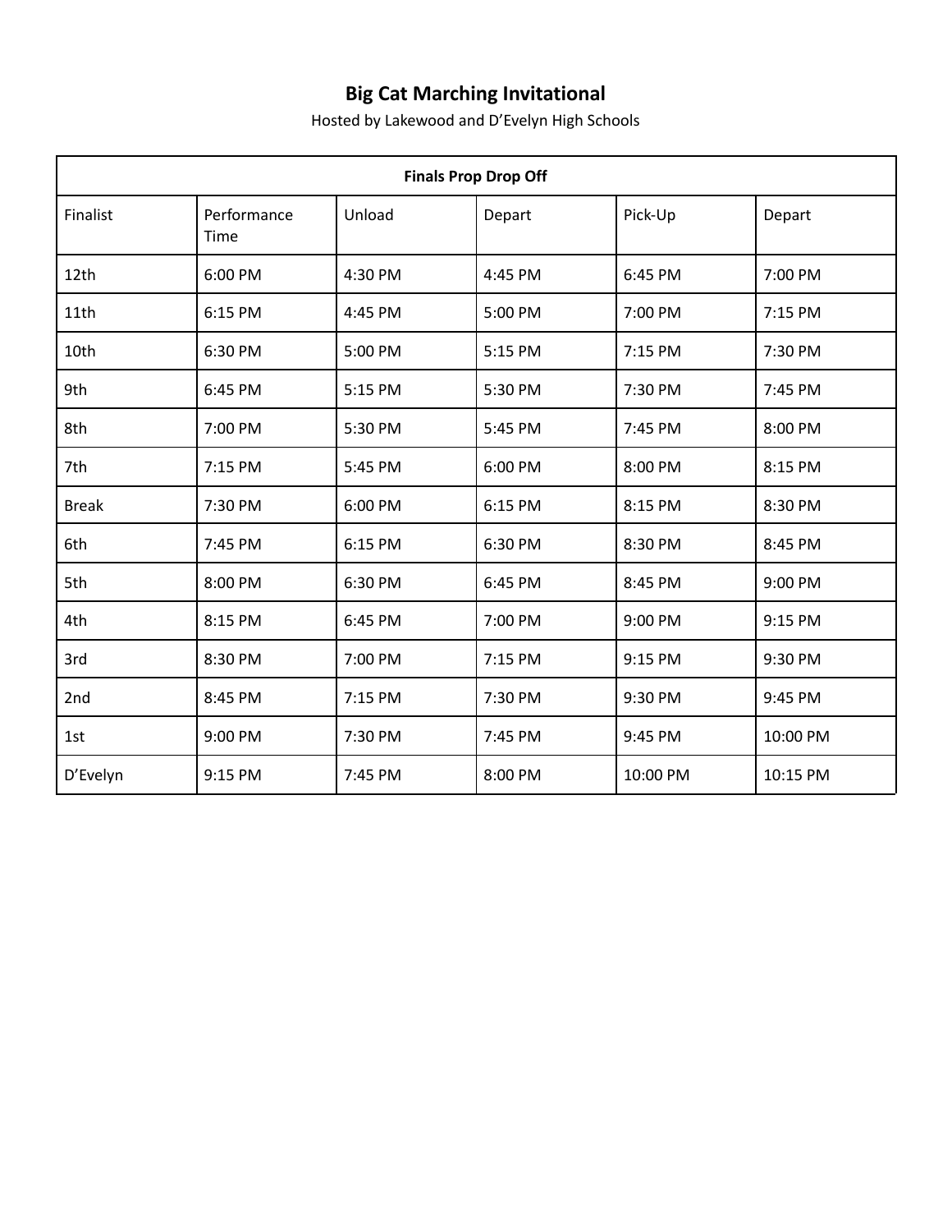## Big Cat Marching Invitational

Hosted by Lakewood and D'Evelyn High Schools

| Finals Prop Drop Off | | | | | |
|---|---|---|---|---|---|
| Finalist | Performance Time | Unload | Depart | Pick-Up | Depart |
| 12th | 6:00 PM | 4:30 PM | 4:45 PM | 6:45 PM | 7:00 PM |
| 11th | 6:15 PM | 4:45 PM | 5:00 PM | 7:00 PM | 7:15 PM |
| 10th | 6:30 PM | 5:00 PM | 5:15 PM | 7:15 PM | 7:30 PM |
| 9th | 6:45 PM | 5:15 PM | 5:30 PM | 7:30 PM | 7:45 PM |
| 8th | 7:00 PM | 5:30 PM | 5:45 PM | 7:45 PM | 8:00 PM |
| 7th | 7:15 PM | 5:45 PM | 6:00 PM | 8:00 PM | 8:15 PM |
| Break | 7:30 PM | 6:00 PM | 6:15 PM | 8:15 PM | 8:30 PM |
| 6th | 7:45 PM | 6:15 PM | 6:30 PM | 8:30 PM | 8:45 PM |
| 5th | 8:00 PM | 6:30 PM | 6:45 PM | 8:45 PM | 9:00 PM |
| 4th | 8:15 PM | 6:45 PM | 7:00 PM | 9:00 PM | 9:15 PM |
| 3rd | 8:30 PM | 7:00 PM | 7:15 PM | 9:15 PM | 9:30 PM |
| 2nd | 8:45 PM | 7:15 PM | 7:30 PM | 9:30 PM | 9:45 PM |
| 1st | 9:00 PM | 7:30 PM | 7:45 PM | 9:45 PM | 10:00 PM |
| D'Evelyn | 9:15 PM | 7:45 PM | 8:00 PM | 10:00 PM | 10:15 PM |